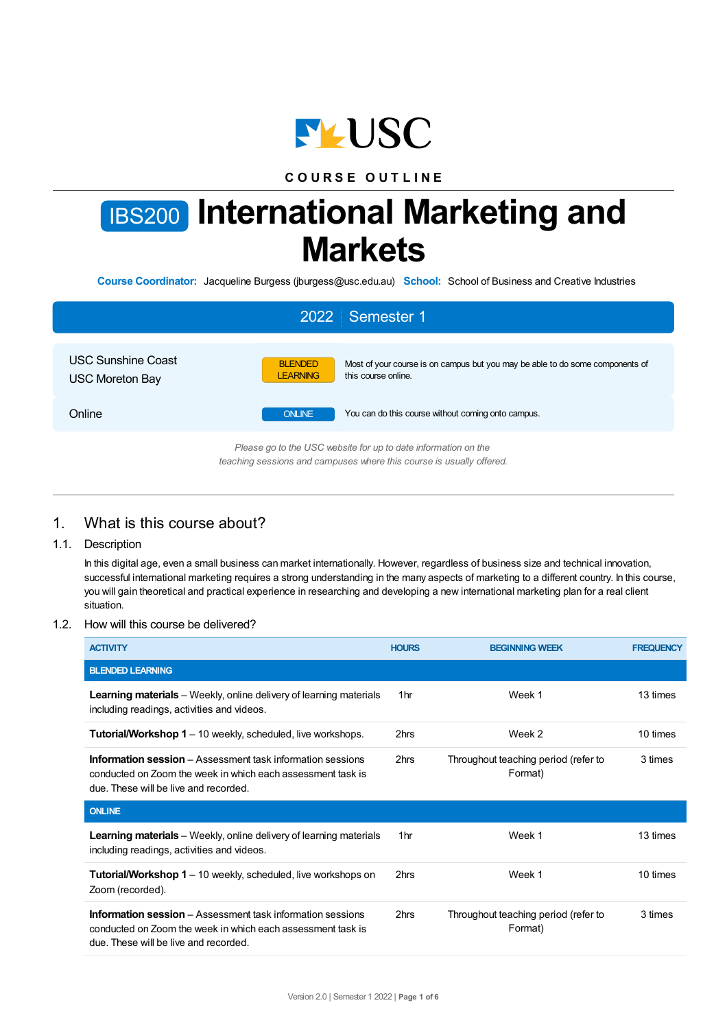COURSE OUTLINE

# IBS200 International Marketing and Markets

**Course Coordinator:** Jacqueline Burgess (jburgess@usc.edu.au) **School:** School of Business and Creative Industries

**2022 | Semester 1**

| | | |
|---|---|---|
| USC Sunshine Coast<br>USC Moreton Bay | BLENDED LEARNING | Most of your course is on campus but you may be able to do some components of this course online. |
| Online | ONLINE | You can do this course without coming onto campus. |

*Please go to the USC website for up to date information on the teaching sessions and campuses where this course is usually offered.*

## 1. What is this course about?

### 1.1. Description

In this digital age, even a small business can market internationally. However, regardless of business size and technical innovation, successful international marketing requires a strong understanding in the many aspects of marketing to a different country. In this course, you will gain theoretical and practical experience in researching and developing a new international marketing plan for a real client situation.

### 1.2. How will this course be delivered?

| ACTIVITY | HOURS | BEGINNING WEEK | FREQUENCY |
|---|---|---|---|
| **BLENDED LEARNING** | | | |
| **Learning materials** – Weekly, online delivery of learning materials including readings, activities and videos. | 1hr | Week 1 | 13 times |
| **Tutorial/Workshop 1** – 10 weekly, scheduled, live workshops. | 2hrs | Week 2 | 10 times |
| **Information session** – Assessment task information sessions conducted on Zoom the week in which each assessment task is due. These will be live and recorded. | 2hrs | Throughout teaching period (refer to Format) | 3 times |
| **ONLINE** | | | |
| **Learning materials** – Weekly, online delivery of learning materials including readings, activities and videos. | 1hr | Week 1 | 13 times |
| **Tutorial/Workshop 1** – 10 weekly, scheduled, live workshops on Zoom (recorded). | 2hrs | Week 1 | 10 times |
| **Information session** – Assessment task information sessions conducted on Zoom the week in which each assessment task is due. These will be live and recorded. | 2hrs | Throughout teaching period (refer to Format) | 3 times |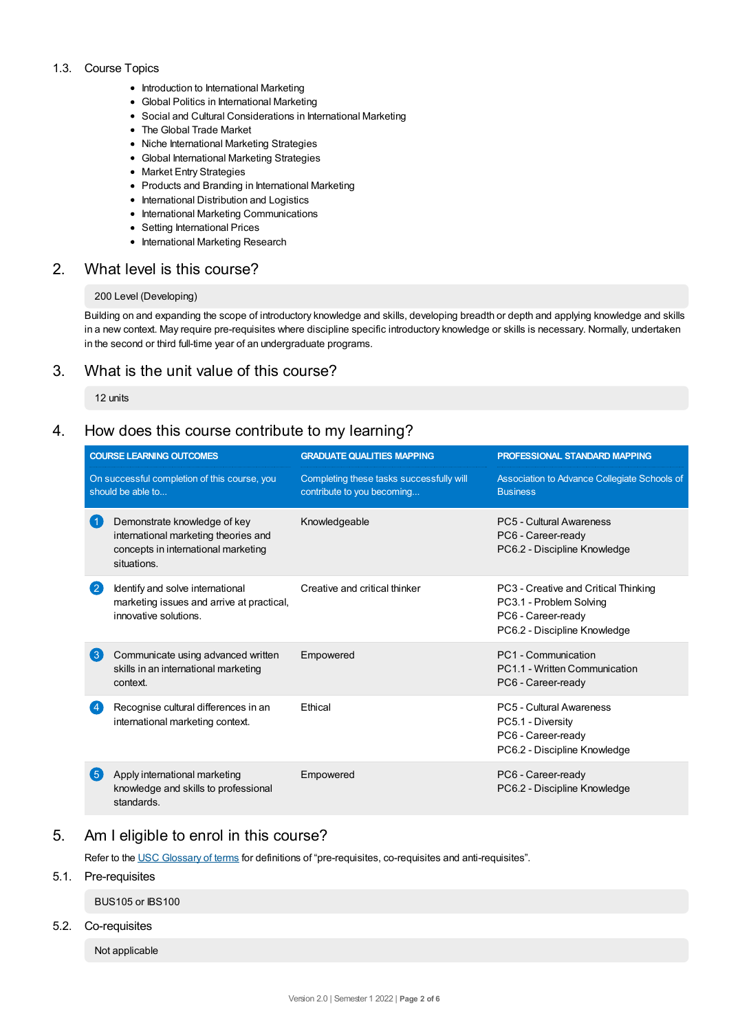### 1.3. Course Topics

- Introduction to International Marketing
- Global Politics in International Marketing
- Social and Cultural Considerations in International Marketing
- The Global Trade Market
- Niche International Marketing Strategies
- Global International Marketing Strategies
- Market Entry Strategies
- Products and Branding in International Marketing
- International Distribution and Logistics
- International Marketing Communications
- Setting International Prices
- International Marketing Research

## 2. What level is this course?

200 Level (Developing)

Building on and expanding the scope of introductory knowledge and skills, developing breadth or depth and applying knowledge and skills in a new context. May require pre-requisites where discipline specific introductory knowledge or skills is necessary. Normally, undertaken in the second or third full-time year of an undergraduate programs.

## 3. What is the unit value of this course?

12 units

## 4. How does this course contribute to my learning?

| COURSE LEARNING OUTCOMES<br>On successful completion of this course, you should be able to... | GRADUATE QUALITIES MAPPING<br>Completing these tasks successfully will contribute to you becoming... | PROFESSIONAL STANDARD MAPPING<br>Association to Advance Collegiate Schools of Business |
|---|---|---|
| 1. Demonstrate knowledge of key international marketing theories and concepts in international marketing situations. | Knowledgeable | PC5 - Cultural Awareness<br>PC6 - Career-ready<br>PC6.2 - Discipline Knowledge |
| 2. Identify and solve international marketing issues and arrive at practical, innovative solutions. | Creative and critical thinker | PC3 - Creative and Critical Thinking<br>PC3.1 - Problem Solving<br>PC6 - Career-ready<br>PC6.2 - Discipline Knowledge |
| 3. Communicate using advanced written skills in an international marketing context. | Empowered | PC1 - Communication<br>PC1.1 - Written Communication<br>PC6 - Career-ready |
| 4. Recognise cultural differences in an international marketing context. | Ethical | PC5 - Cultural Awareness<br>PC5.1 - Diversity<br>PC6 - Career-ready<br>PC6.2 - Discipline Knowledge |
| 5. Apply international marketing knowledge and skills to professional standards. | Empowered | PC6 - Career-ready<br>PC6.2 - Discipline Knowledge |

## 5. Am I eligible to enrol in this course?

Refer to the USC Glossary of terms for definitions of "pre-requisites, co-requisites and anti-requisites".

### 5.1. Pre-requisites

BUS105 or IBS100

### 5.2. Co-requisites

Not applicable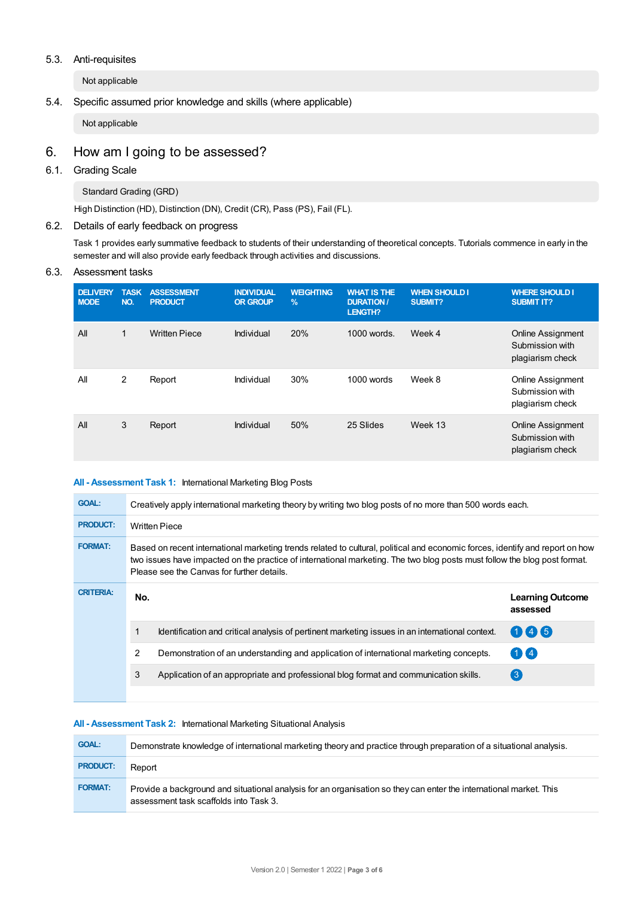### 5.3. Anti-requisites

Not applicable

### 5.4. Specific assumed prior knowledge and skills (where applicable)

Not applicable

## 6. How am I going to be assessed?

### 6.1. Grading Scale

Standard Grading (GRD)

High Distinction (HD), Distinction (DN), Credit (CR), Pass (PS), Fail (FL).

### 6.2. Details of early feedback on progress

Task 1 provides early summative feedback to students of their understanding of theoretical concepts. Tutorials commence in early in the semester and will also provide early feedback through activities and discussions.

### 6.3. Assessment tasks

| DELIVERY MODE | TASK NO. | ASSESSMENT PRODUCT | INDIVIDUAL OR GROUP | WEIGHTING % | WHAT IS THE DURATION / LENGTH? | WHEN SHOULD I SUBMIT? | WHERE SHOULD I SUBMIT IT? |
|---|---|---|---|---|---|---|---|
| All | 1 | Written Piece | Individual | 20% | 1000 words. | Week 4 | Online Assignment Submission with plagiarism check |
| All | 2 | Report | Individual | 30% | 1000 words | Week 8 | Online Assignment Submission with plagiarism check |
| All | 3 | Report | Individual | 50% | 25 Slides | Week 13 | Online Assignment Submission with plagiarism check |

**All - Assessment Task 1:** International Marketing Blog Posts

| | |
|---|---|
| **GOAL:** | Creatively apply international marketing theory by writing two blog posts of no more than 500 words each. |
| **PRODUCT:** | Written Piece |
| **FORMAT:** | Based on recent international marketing trends related to cultural, political and economic forces, identify and report on how two issues have impacted on the practice of international marketing. The two blog posts must follow the blog post format. Please see the Canvas for further details. |

**CRITERIA:**

| No. | | Learning Outcome assessed |
|---|---|---|
| 1 | Identification and critical analysis of pertinent marketing issues in an international context. | 1 4 5 |
| 2 | Demonstration of an understanding and application of international marketing concepts. | 1 4 |
| 3 | Application of an appropriate and professional blog format and communication skills. | 3 |

**All - Assessment Task 2:** International Marketing Situational Analysis

| | |
|---|---|
| **GOAL:** | Demonstrate knowledge of international marketing theory and practice through preparation of a situational analysis. |
| **PRODUCT:** | Report |
| **FORMAT:** | Provide a background and situational analysis for an organisation so they can enter the international market. This assessment task scaffolds into Task 3. |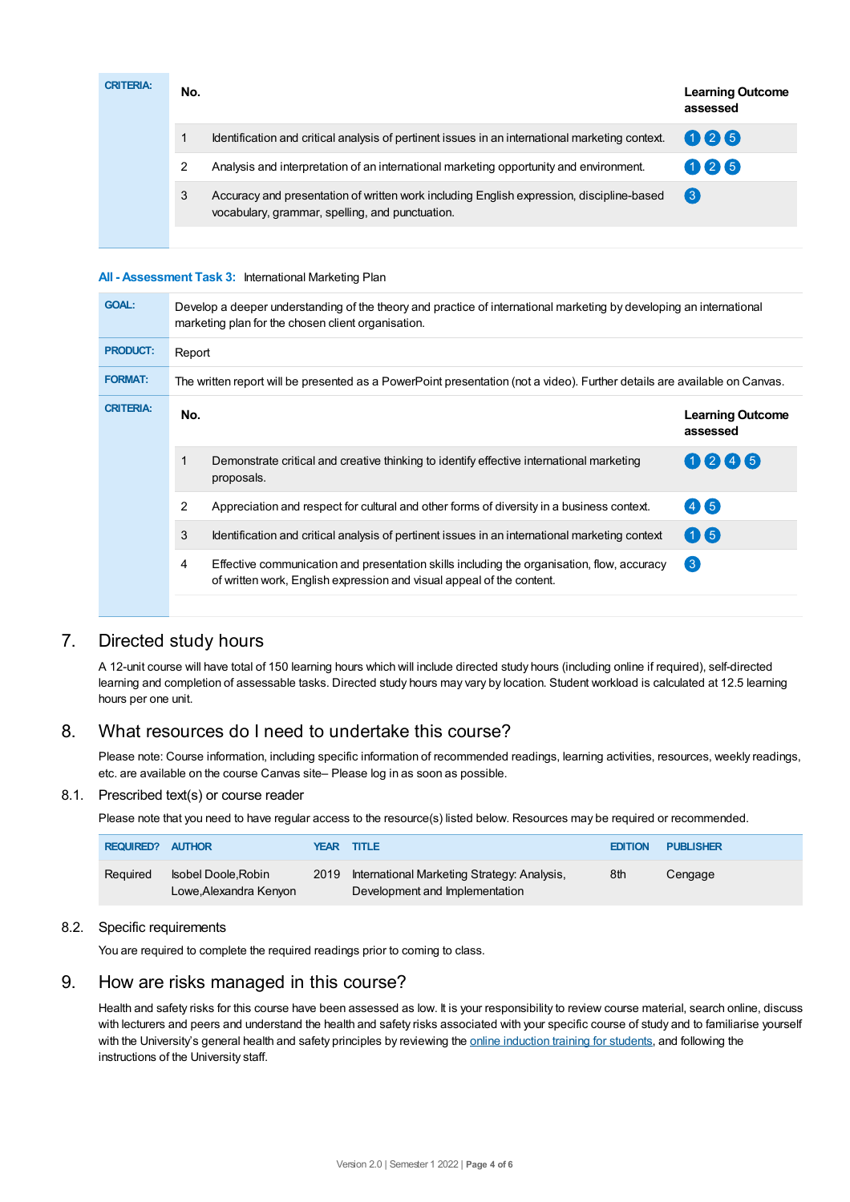| CRITERIA: | No. | | Learning Outcome assessed |
|---|---|---|---|
| | 1 | Identification and critical analysis of pertinent issues in an international marketing context. | 1 2 5 |
| | 2 | Analysis and interpretation of an international marketing opportunity and environment. | 1 2 5 |
| | 3 | Accuracy and presentation of written work including English expression, discipline-based vocabulary, grammar, spelling, and punctuation. | 3 |

**All - Assessment Task 3:** International Marketing Plan

| | |
|---|---|
| **GOAL:** | Develop a deeper understanding of the theory and practice of international marketing by developing an international marketing plan for the chosen client organisation. |
| **PRODUCT:** | Report |
| **FORMAT:** | The written report will be presented as a PowerPoint presentation (not a video). Further details are available on Canvas. |

| CRITERIA: | No. | | Learning Outcome assessed |
|---|---|---|---|
| | 1 | Demonstrate critical and creative thinking to identify effective international marketing proposals. | 1 2 4 5 |
| | 2 | Appreciation and respect for cultural and other forms of diversity in a business context. | 4 5 |
| | 3 | Identification and critical analysis of pertinent issues in an international marketing context | 1 5 |
| | 4 | Effective communication and presentation skills including the organisation, flow, accuracy of written work, English expression and visual appeal of the content. | 3 |

## 7. Directed study hours

A 12-unit course will have total of 150 learning hours which will include directed study hours (including online if required), self-directed learning and completion of assessable tasks. Directed study hours may vary by location. Student workload is calculated at 12.5 learning hours per one unit.

## 8. What resources do I need to undertake this course?

Please note: Course information, including specific information of recommended readings, learning activities, resources, weekly readings, etc. are available on the course Canvas site– Please log in as soon as possible.

### 8.1. Prescribed text(s) or course reader

Please note that you need to have regular access to the resource(s) listed below. Resources may be required or recommended.

| REQUIRED? | AUTHOR | YEAR | TITLE | EDITION | PUBLISHER |
|---|---|---|---|---|---|
| Required | Isobel Doole,Robin Lowe,Alexandra Kenyon | 2019 | International Marketing Strategy: Analysis, Development and Implementation | 8th | Cengage |

### 8.2. Specific requirements

You are required to complete the required readings prior to coming to class.

## 9. How are risks managed in this course?

Health and safety risks for this course have been assessed as low. It is your responsibility to review course material, search online, discuss with lecturers and peers and understand the health and safety risks associated with your specific course of study and to familiarise yourself with the University's general health and safety principles by reviewing the online induction training for students, and following the instructions of the University staff.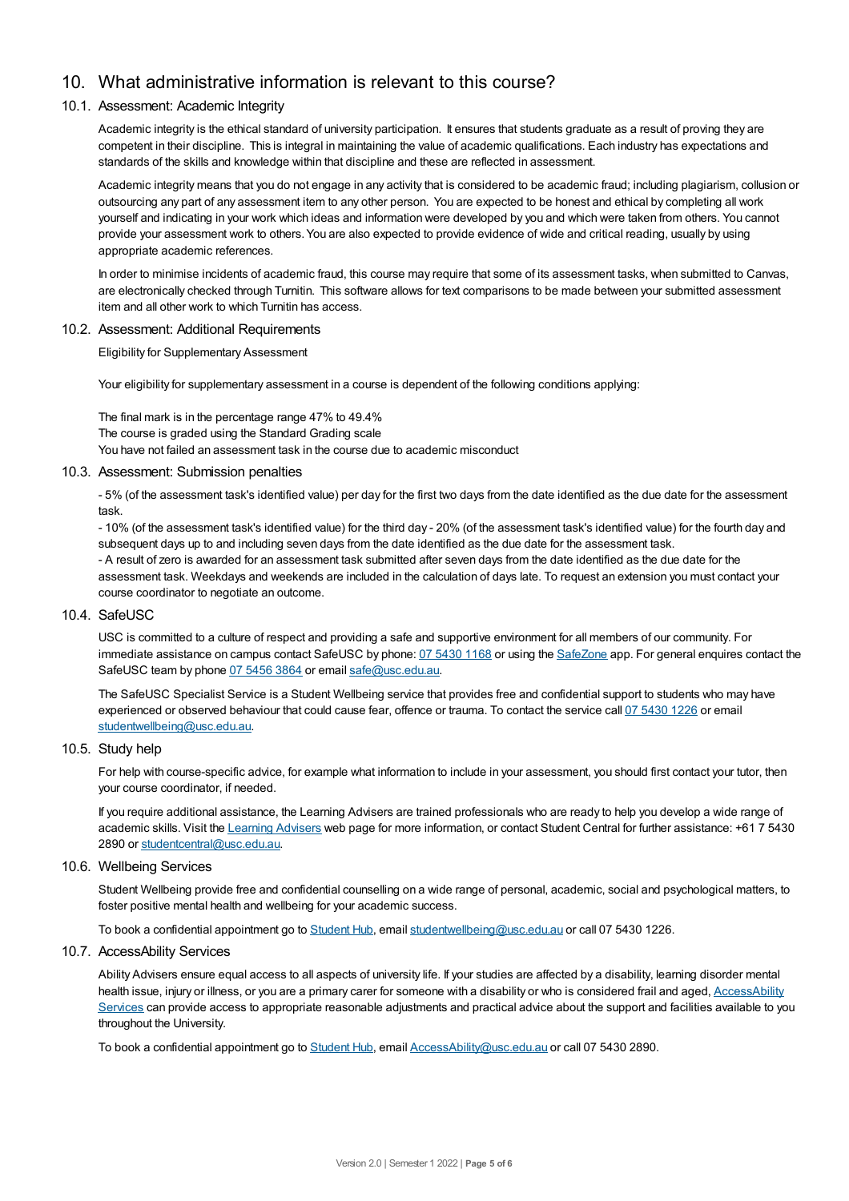## 10. What administrative information is relevant to this course?

### 10.1. Assessment: Academic Integrity

Academic integrity is the ethical standard of university participation. It ensures that students graduate as a result of proving they are competent in their discipline. This is integral in maintaining the value of academic qualifications. Each industry has expectations and standards of the skills and knowledge within that discipline and these are reflected in assessment.

Academic integrity means that you do not engage in any activity that is considered to be academic fraud; including plagiarism, collusion or outsourcing any part of any assessment item to any other person. You are expected to be honest and ethical by completing all work yourself and indicating in your work which ideas and information were developed by you and which were taken from others. You cannot provide your assessment work to others. You are also expected to provide evidence of wide and critical reading, usually by using appropriate academic references.

In order to minimise incidents of academic fraud, this course may require that some of its assessment tasks, when submitted to Canvas, are electronically checked through Turnitin. This software allows for text comparisons to be made between your submitted assessment item and all other work to which Turnitin has access.

### 10.2. Assessment: Additional Requirements

Eligibility for Supplementary Assessment

Your eligibility for supplementary assessment in a course is dependent of the following conditions applying:

The final mark is in the percentage range 47% to 49.4%
The course is graded using the Standard Grading scale
You have not failed an assessment task in the course due to academic misconduct

### 10.3. Assessment: Submission penalties

- 5% (of the assessment task's identified value) per day for the first two days from the date identified as the due date for the assessment task.
- 10% (of the assessment task's identified value) for the third day - 20% (of the assessment task's identified value) for the fourth day and subsequent days up to and including seven days from the date identified as the due date for the assessment task.
- A result of zero is awarded for an assessment task submitted after seven days from the date identified as the due date for the assessment task. Weekdays and weekends are included in the calculation of days late. To request an extension you must contact your course coordinator to negotiate an outcome.

### 10.4. SafeUSC

USC is committed to a culture of respect and providing a safe and supportive environment for all members of our community. For immediate assistance on campus contact SafeUSC by phone: 07 5430 1168 or using the SafeZone app. For general enquires contact the SafeUSC team by phone 07 5456 3864 or email safe@usc.edu.au.

The SafeUSC Specialist Service is a Student Wellbeing service that provides free and confidential support to students who may have experienced or observed behaviour that could cause fear, offence or trauma. To contact the service call 07 5430 1226 or email studentwellbeing@usc.edu.au.

### 10.5. Study help

For help with course-specific advice, for example what information to include in your assessment, you should first contact your tutor, then your course coordinator, if needed.

If you require additional assistance, the Learning Advisers are trained professionals who are ready to help you develop a wide range of academic skills. Visit the Learning Advisers web page for more information, or contact Student Central for further assistance: +61 7 5430 2890 or studentcentral@usc.edu.au.

### 10.6. Wellbeing Services

Student Wellbeing provide free and confidential counselling on a wide range of personal, academic, social and psychological matters, to foster positive mental health and wellbeing for your academic success.

To book a confidential appointment go to Student Hub, email studentwellbeing@usc.edu.au or call 07 5430 1226.

### 10.7. AccessAbility Services

Ability Advisers ensure equal access to all aspects of university life. If your studies are affected by a disability, learning disorder mental health issue, injury or illness, or you are a primary carer for someone with a disability or who is considered frail and aged, AccessAbility Services can provide access to appropriate reasonable adjustments and practical advice about the support and facilities available to you throughout the University.

To book a confidential appointment go to Student Hub, email AccessAbility@usc.edu.au or call 07 5430 2890.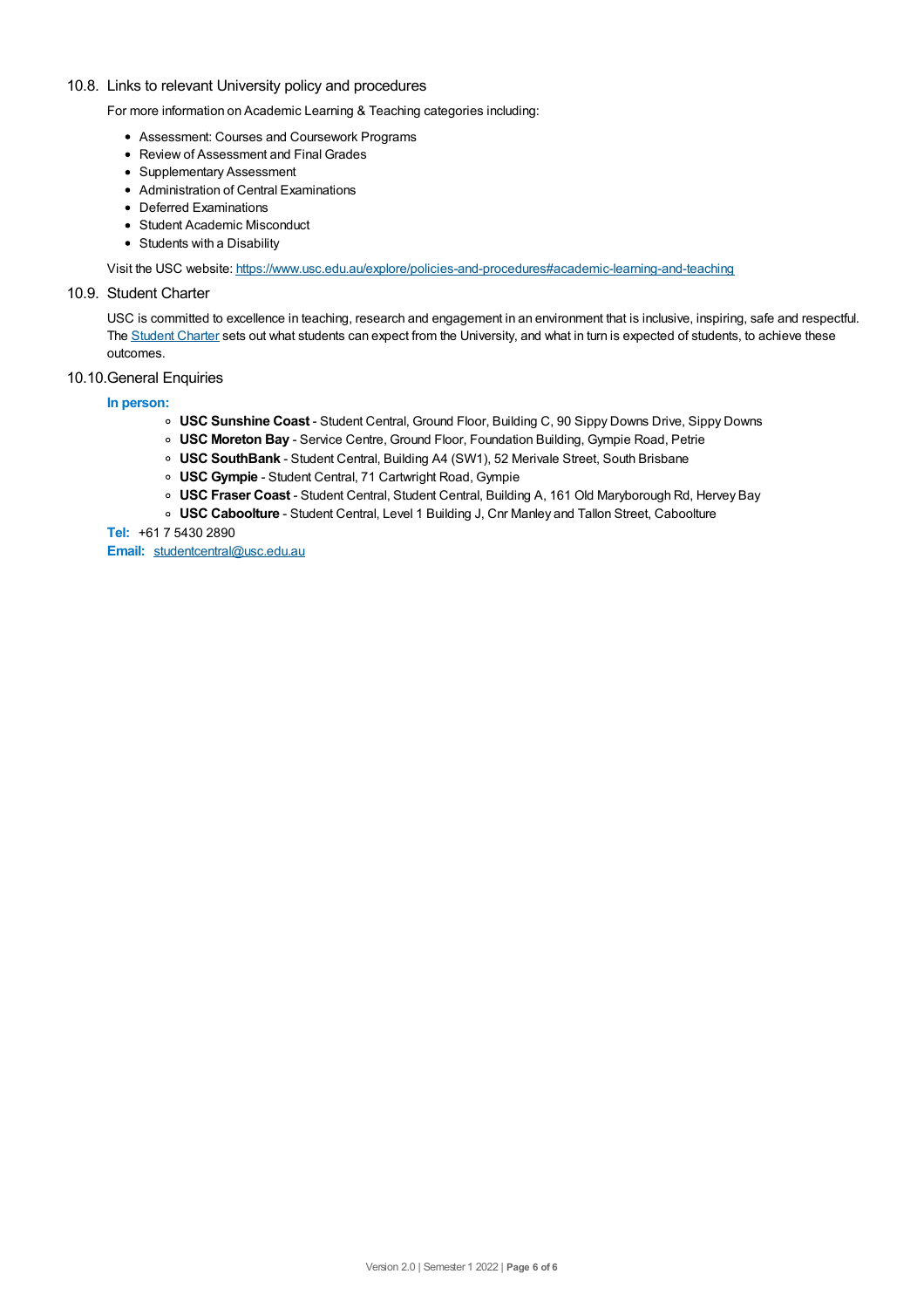### 10.8. Links to relevant University policy and procedures

For more information on Academic Learning & Teaching categories including:

- Assessment: Courses and Coursework Programs
- Review of Assessment and Final Grades
- Supplementary Assessment
- Administration of Central Examinations
- Deferred Examinations
- Student Academic Misconduct
- Students with a Disability

Visit the USC website: [https://www.usc.edu.au/explore/policies-and-procedures#academic-learning-and-teaching](https://www.usc.edu.au/explore/policies-and-procedures#academic-learning-and-teaching)

### 10.9. Student Charter

USC is committed to excellence in teaching, research and engagement in an environment that is inclusive, inspiring, safe and respectful. The Student Charter sets out what students can expect from the University, and what in turn is expected of students, to achieve these outcomes.

### 10.10. General Enquiries

**In person:**

- **USC Sunshine Coast** - Student Central, Ground Floor, Building C, 90 Sippy Downs Drive, Sippy Downs
- **USC Moreton Bay** - Service Centre, Ground Floor, Foundation Building, Gympie Road, Petrie
- **USC SouthBank** - Student Central, Building A4 (SW1), 52 Merivale Street, South Brisbane
- **USC Gympie** - Student Central, 71 Cartwright Road, Gympie
- **USC Fraser Coast** - Student Central, Student Central, Building A, 161 Old Maryborough Rd, Hervey Bay
- **USC Caboolture** - Student Central, Level 1 Building J, Cnr Manley and Tallon Street, Caboolture

**Tel:** +61 7 5430 2890

**Email:** studentcentral@usc.edu.au